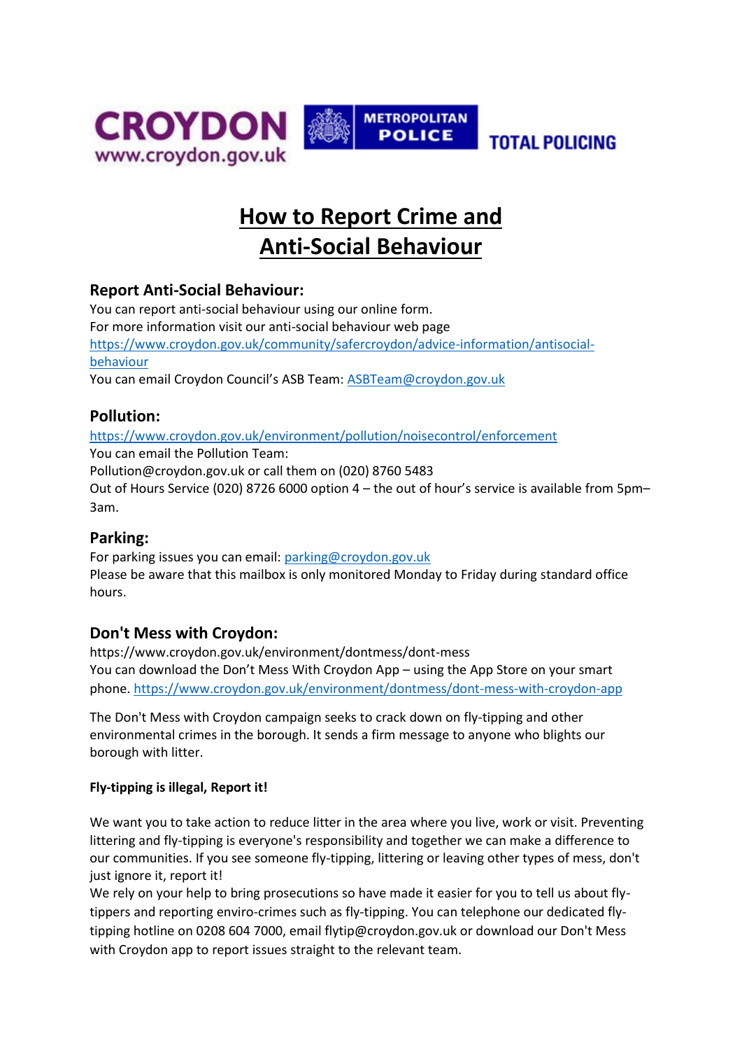CROYDON
www.croydon.gov.uk

METROPOLITAN POLICE

TOTAL POLICING

# How to Report Crime and Anti-Social Behaviour

## Report Anti-Social Behaviour:

You can report anti-social behaviour using our online form.
For more information visit our anti-social behaviour web page
https://www.croydon.gov.uk/community/safercroydon/advice-information/antisocial-behaviour
You can email Croydon Council's ASB Team: ASBTeam@croydon.gov.uk

## Pollution:

https://www.croydon.gov.uk/environment/pollution/noisecontrol/enforcement
You can email the Pollution Team:
Pollution@croydon.gov.uk or call them on (020) 8760 5483
Out of Hours Service (020) 8726 6000 option 4 – the out of hour's service is available from 5pm–3am.

## Parking:

For parking issues you can email: parking@croydon.gov.uk
Please be aware that this mailbox is only monitored Monday to Friday during standard office hours.

## Don't Mess with Croydon:

https://www.croydon.gov.uk/environment/dontmess/dont-mess
You can download the Don't Mess With Croydon App – using the App Store on your smart phone. https://www.croydon.gov.uk/environment/dontmess/dont-mess-with-croydon-app

The Don't Mess with Croydon campaign seeks to crack down on fly-tipping and other environmental crimes in the borough. It sends a firm message to anyone who blights our borough with litter.

**Fly-tipping is illegal, Report it!**

We want you to take action to reduce litter in the area where you live, work or visit. Preventing littering and fly-tipping is everyone's responsibility and together we can make a difference to our communities. If you see someone fly-tipping, littering or leaving other types of mess, don't just ignore it, report it!
We rely on your help to bring prosecutions so have made it easier for you to tell us about fly-tippers and reporting enviro-crimes such as fly-tipping. You can telephone our dedicated fly-tipping hotline on 0208 604 7000, email flytip@croydon.gov.uk or download our Don't Mess with Croydon app to report issues straight to the relevant team.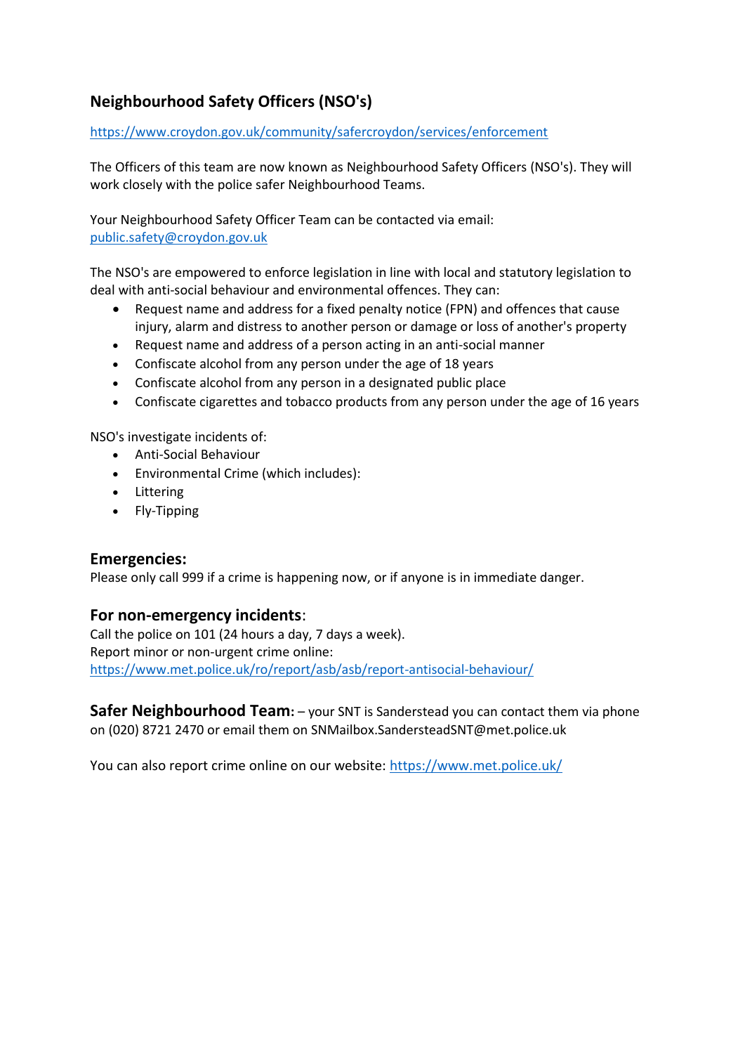## Neighbourhood Safety Officers (NSO's)

https://www.croydon.gov.uk/community/safercroydon/services/enforcement

The Officers of this team are now known as Neighbourhood Safety Officers (NSO's). They will work closely with the police safer Neighbourhood Teams.

Your Neighbourhood Safety Officer Team can be contacted via email: public.safety@croydon.gov.uk

The NSO's are empowered to enforce legislation in line with local and statutory legislation to deal with anti-social behaviour and environmental offences. They can:

- Request name and address for a fixed penalty notice (FPN) and offences that cause injury, alarm and distress to another person or damage or loss of another's property
- Request name and address of a person acting in an anti-social manner
- Confiscate alcohol from any person under the age of 18 years
- Confiscate alcohol from any person in a designated public place
- Confiscate cigarettes and tobacco products from any person under the age of 16 years

NSO's investigate incidents of:

- Anti-Social Behaviour
- Environmental Crime (which includes):
- Littering
- Fly-Tipping

### Emergencies:

Please only call 999 if a crime is happening now, or if anyone is in immediate danger.

### For non-emergency incidents:

Call the police on 101 (24 hours a day, 7 days a week).
Report minor or non-urgent crime online:
https://www.met.police.uk/ro/report/asb/asb/report-antisocial-behaviour/

**Safer Neighbourhood Team:** – your SNT is Sanderstead you can contact them via phone on (020) 8721 2470 or email them on SNMailbox.SandersteadSNT@met.police.uk

You can also report crime online on our website: https://www.met.police.uk/